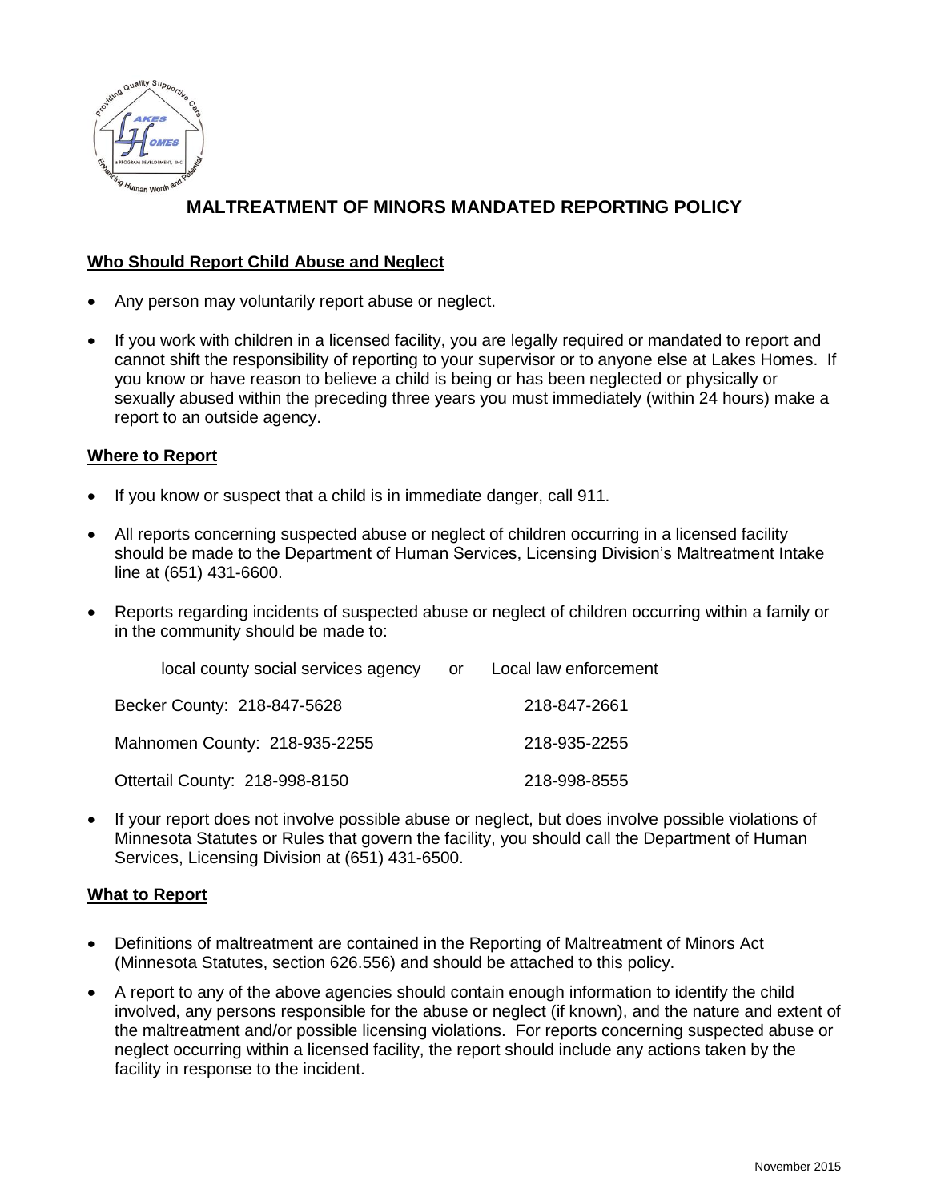# MALTREATMENT OF MINORS MANDATED REPORTING POLICY

## Who Should Report Child Abuse and Neglect

- Any person may voluntarily report abuse or neglect.
- If you work with children in a licensed facility, you are legally required or mandated to report and cannot shift the responsibility of reporting to your supervisor or to anyone else at Lakes Homes. If you know or have reason to believe a child is being or has been neglected or physically or sexually abused within the preceding three years you must immediately (within 24 hours) make a report to an outside agency.

## Where to Report

- If you know or suspect that a child is in immediate danger, call 911.
- All reports concerning suspected abuse or neglect of children occurring in a licensed facility should be made to the Department of Human Services, Licensing Division's Maltreatment Intake line at (651) 431-6600.
- Reports regarding incidents of suspected abuse or neglect of children occurring within a family or in the community should be made to:

| local county social services agency or | Local law enforcement |
| --- | --- |
| Becker County: 218-847-5628 | 218-847-2661 |
| Mahnomen County: 218-935-2255 | 218-935-2255 |
| Ottertail County: 218-998-8150 | 218-998-8555 |

- If your report does not involve possible abuse or neglect, but does involve possible violations of Minnesota Statutes or Rules that govern the facility, you should call the Department of Human Services, Licensing Division at (651) 431-6500.

## What to Report

- Definitions of maltreatment are contained in the Reporting of Maltreatment of Minors Act (Minnesota Statutes, section 626.556) and should be attached to this policy.
- A report to any of the above agencies should contain enough information to identify the child involved, any persons responsible for the abuse or neglect (if known), and the nature and extent of the maltreatment and/or possible licensing violations. For reports concerning suspected abuse or neglect occurring within a licensed facility, the report should include any actions taken by the facility in response to the incident.

November 2015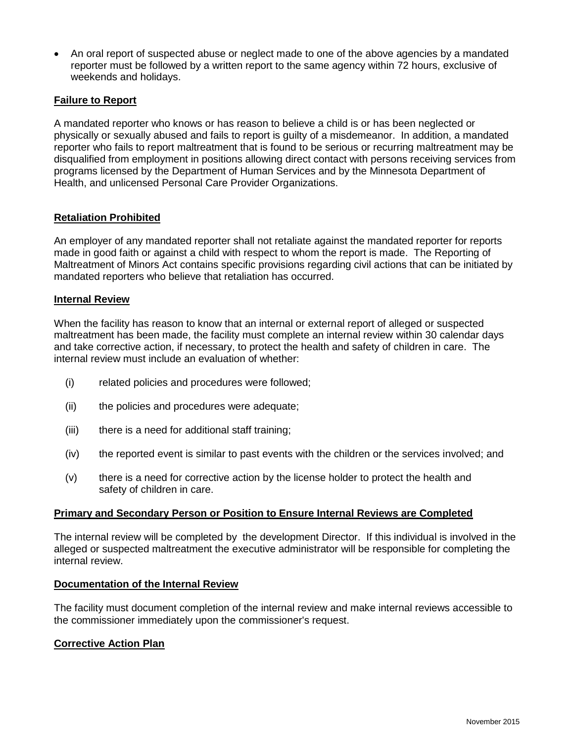- An oral report of suspected abuse or neglect made to one of the above agencies by a mandated reporter must be followed by a written report to the same agency within 72 hours, exclusive of weekends and holidays.

**Failure to Report**

A mandated reporter who knows or has reason to believe a child is or has been neglected or physically or sexually abused and fails to report is guilty of a misdemeanor. In addition, a mandated reporter who fails to report maltreatment that is found to be serious or recurring maltreatment may be disqualified from employment in positions allowing direct contact with persons receiving services from programs licensed by the Department of Human Services and by the Minnesota Department of Health, and unlicensed Personal Care Provider Organizations.

**Retaliation Prohibited**

An employer of any mandated reporter shall not retaliate against the mandated reporter for reports made in good faith or against a child with respect to whom the report is made. The Reporting of Maltreatment of Minors Act contains specific provisions regarding civil actions that can be initiated by mandated reporters who believe that retaliation has occurred.

**Internal Review**

When the facility has reason to know that an internal or external report of alleged or suspected maltreatment has been made, the facility must complete an internal review within 30 calendar days and take corrective action, if necessary, to protect the health and safety of children in care. The internal review must include an evaluation of whether:

(i) related policies and procedures were followed;

(ii) the policies and procedures were adequate;

(iii) there is a need for additional staff training;

(iv) the reported event is similar to past events with the children or the services involved; and

(v) there is a need for corrective action by the license holder to protect the health and safety of children in care.

**Primary and Secondary Person or Position to Ensure Internal Reviews are Completed**

The internal review will be completed by the development Director. If this individual is involved in the alleged or suspected maltreatment the executive administrator will be responsible for completing the internal review.

**Documentation of the Internal Review**

The facility must document completion of the internal review and make internal reviews accessible to the commissioner immediately upon the commissioner's request.

**Corrective Action Plan**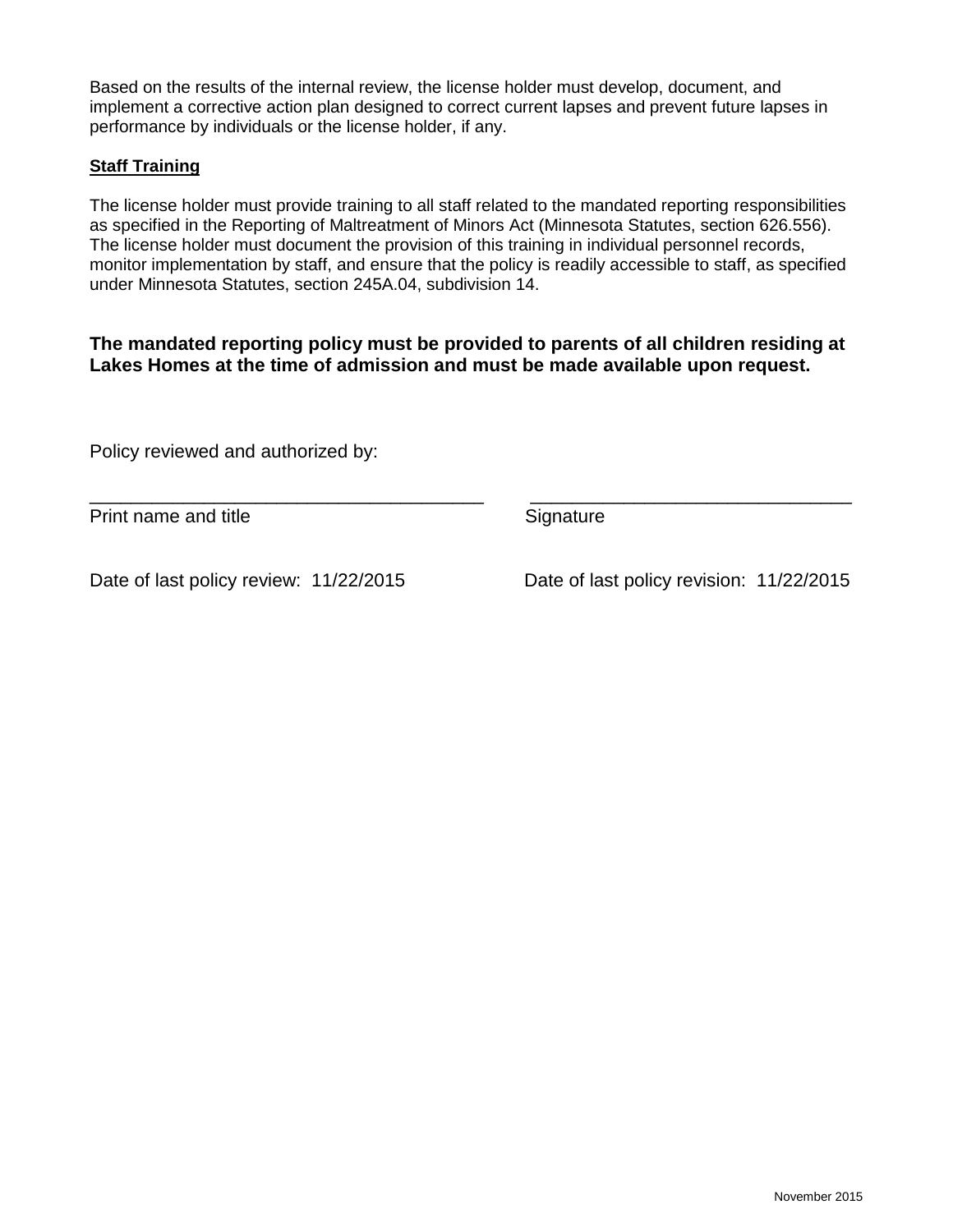Based on the results of the internal review, the license holder must develop, document, and implement a corrective action plan designed to correct current lapses and prevent future lapses in performance by individuals or the license holder, if any.

**Staff Training**

The license holder must provide training to all staff related to the mandated reporting responsibilities as specified in the Reporting of Maltreatment of Minors Act (Minnesota Statutes, section 626.556). The license holder must document the provision of this training in individual personnel records, monitor implementation by staff, and ensure that the policy is readily accessible to staff, as specified under Minnesota Statutes, section 245A.04, subdivision 14.

**The mandated reporting policy must be provided to parents of all children residing at Lakes Homes at the time of admission and must be made available upon request.**

Policy reviewed and authorized by:

| | |
|---|---|
| _______________________________________ | _______________________________ |
| Print name and title | Signature |

Date of last policy review: 11/22/2015

Date of last policy revision: 11/22/2015